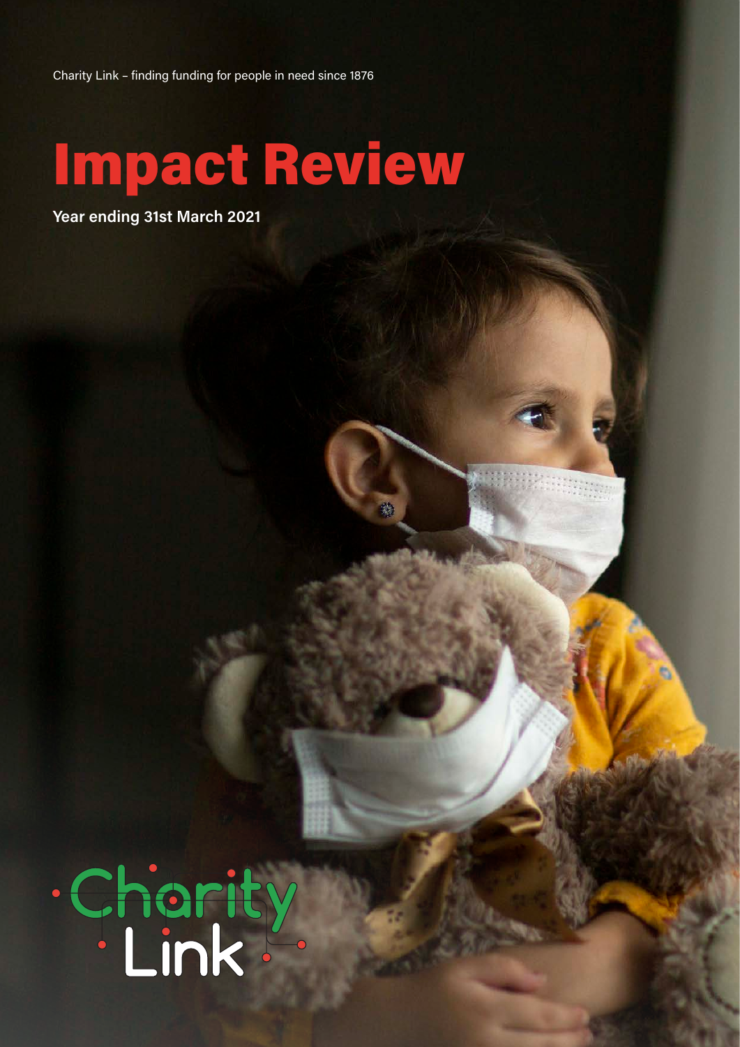Charity Link – finding funding for people in need since 1876

# Impact Review

**Year ending 31st March 2021**

Charity Link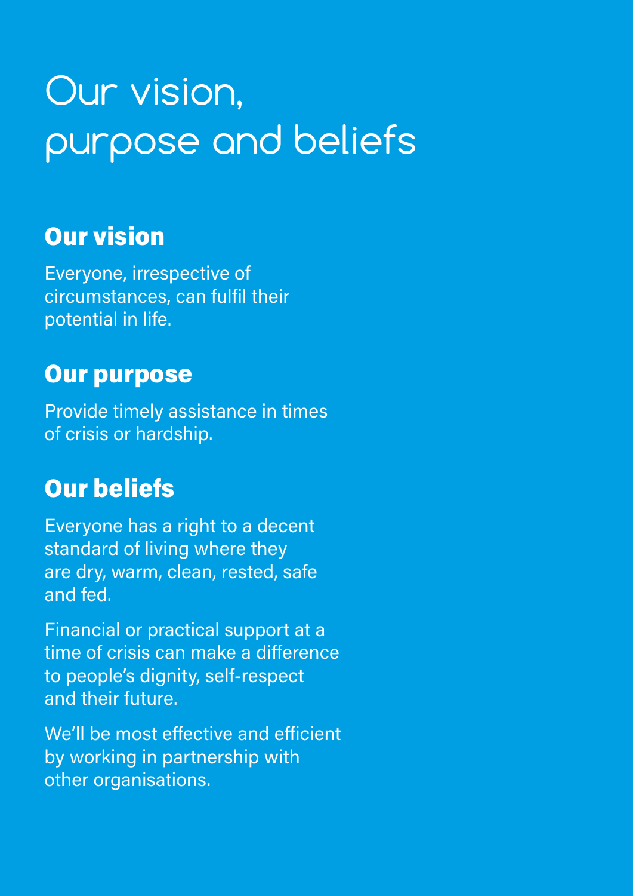# Our vision, purpose and beliefs

## Our vision

Everyone, irrespective of circumstances, can fulfil their potential in life.

## Our purpose

Provide timely assistance in times of crisis or hardship.

## Our beliefs

Everyone has a right to a decent standard of living where they are dry, warm, clean, rested, safe and fed.

Financial or practical support at a time of crisis can make a difference to people's dignity, self-respect and their future.

We'll be most effective and efficient by working in partnership with other organisations.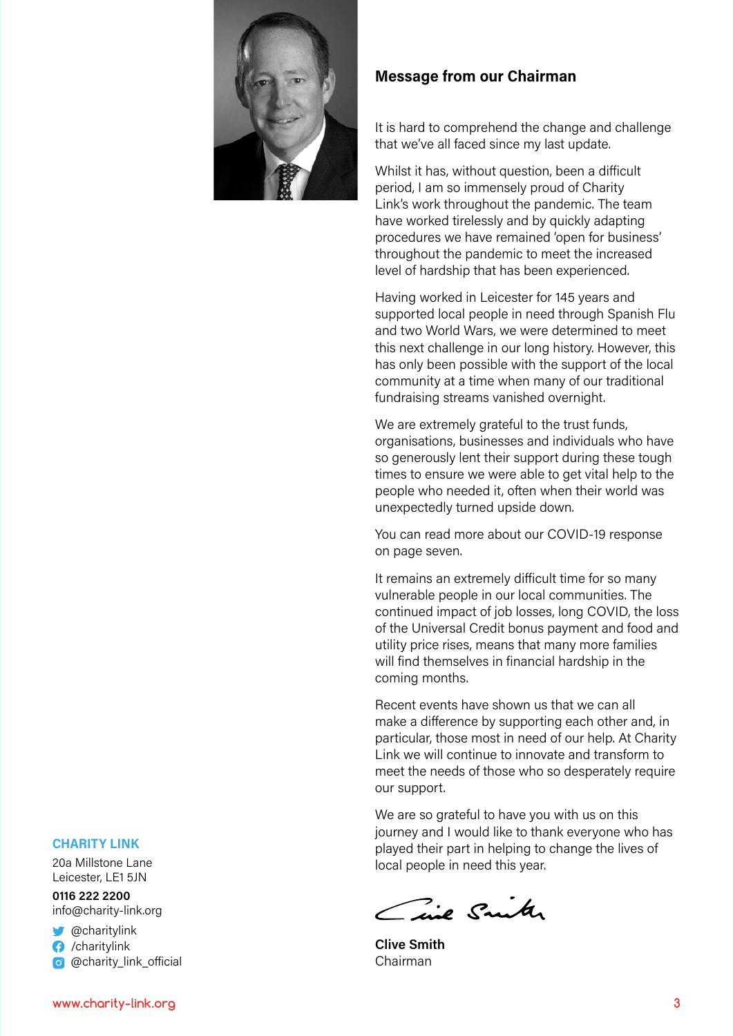## Message from our Chairman

It is hard to comprehend the change and challenge that we've all faced since my last update.

Whilst it has, without question, been a difficult period, I am so immensely proud of Charity Link's work throughout the pandemic. The team have worked tirelessly and by quickly adapting procedures we have remained 'open for business' throughout the pandemic to meet the increased level of hardship that has been experienced.

Having worked in Leicester for 145 years and supported local people in need through Spanish Flu and two World Wars, we were determined to meet this next challenge in our long history. However, this has only been possible with the support of the local community at a time when many of our traditional fundraising streams vanished overnight.

We are extremely grateful to the trust funds, organisations, businesses and individuals who have so generously lent their support during these tough times to ensure we were able to get vital help to the people who needed it, often when their world was unexpectedly turned upside down.

You can read more about our COVID-19 response on page seven.

It remains an extremely difficult time for so many vulnerable people in our local communities. The continued impact of job losses, long COVID, the loss of the Universal Credit bonus payment and food and utility price rises, means that many more families will find themselves in financial hardship in the coming months.

Recent events have shown us that we can all make a difference by supporting each other and, in particular, those most in need of our help. At Charity Link we will continue to innovate and transform to meet the needs of those who so desperately require our support.

We are so grateful to have you with us on this journey and I would like to thank everyone who has played their part in helping to change the lives of local people in need this year.

**Clive Smith**
Chairman

**CHARITY LINK**

20a Millstone Lane
Leicester, LE1 5JN

**0116 222 2200**
info@charity-link.org

@charitylink
/charitylink
@charity_link_official

www.charity-link.org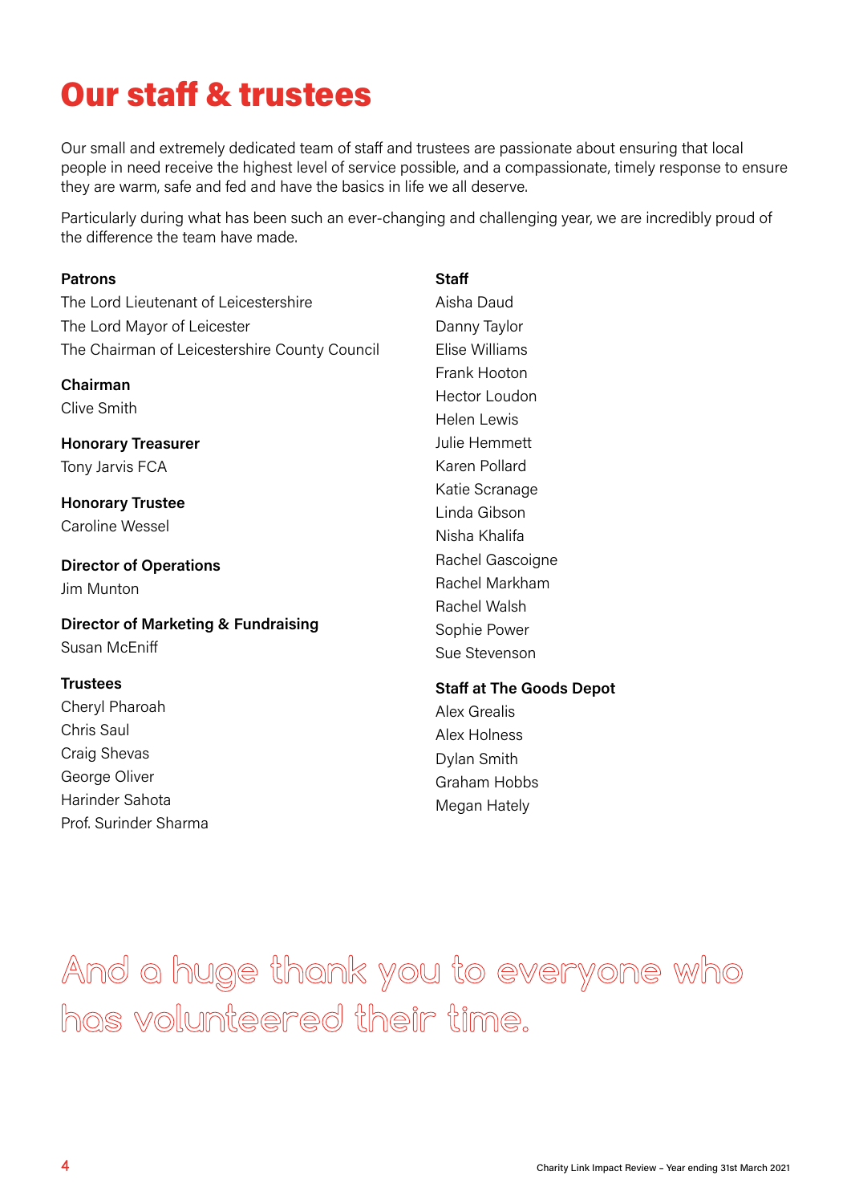# Our staff & trustees

Our small and extremely dedicated team of staff and trustees are passionate about ensuring that local people in need receive the highest level of service possible, and a compassionate, timely response to ensure they are warm, safe and fed and have the basics in life we all deserve.

Particularly during what has been such an ever-changing and challenging year, we are incredibly proud of the difference the team have made.

**Patrons**
The Lord Lieutenant of Leicestershire
The Lord Mayor of Leicester
The Chairman of Leicestershire County Council

**Chairman**
Clive Smith

**Honorary Treasurer**
Tony Jarvis FCA

**Honorary Trustee**
Caroline Wessel

**Director of Operations**
Jim Munton

**Director of Marketing & Fundraising**
Susan McEniff

**Trustees**
Cheryl Pharoah
Chris Saul
Craig Shevas
George Oliver
Harinder Sahota
Prof. Surinder Sharma

**Staff**
Aisha Daud
Danny Taylor
Elise Williams
Frank Hooton
Hector Loudon
Helen Lewis
Julie Hemmett
Karen Pollard
Katie Scranage
Linda Gibson
Nisha Khalifa
Rachel Gascoigne
Rachel Markham
Rachel Walsh
Sophie Power
Sue Stevenson

**Staff at The Goods Depot**
Alex Grealis
Alex Holness
Dylan Smith
Graham Hobbs
Megan Hately

And a huge thank you to everyone who has volunteered their time.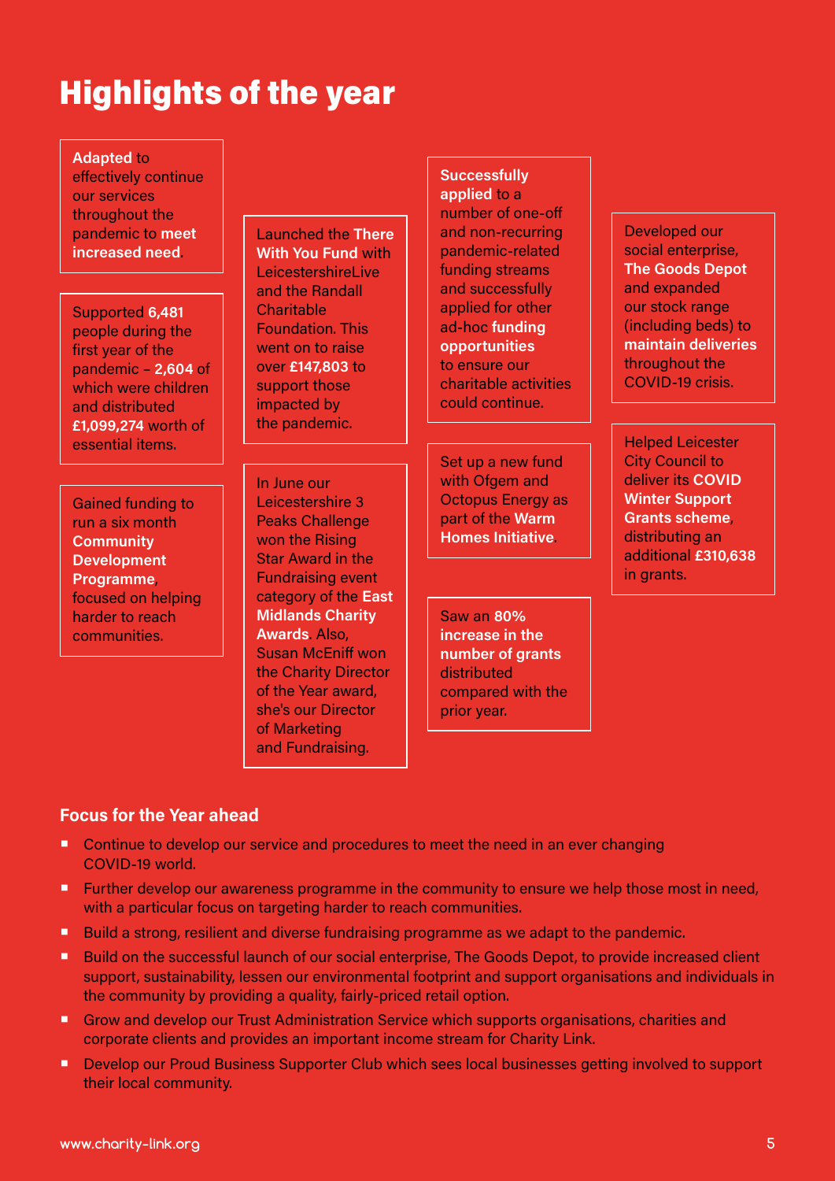# Highlights of the year

**Adapted** to effectively continue our services throughout the pandemic to **meet increased need**.

Supported **6,481** people during the first year of the pandemic – **2,604** of which were children and distributed **£1,099,274** worth of essential items.

Gained funding to run a six month **Community Development Programme**, focused on helping harder to reach communities.

Launched the **There With You Fund** with LeicestershireLive and the Randall Charitable Foundation. This went on to raise over **£147,803** to support those impacted by the pandemic.

In June our Leicestershire 3 Peaks Challenge won the Rising Star Award in the Fundraising event category of the **East Midlands Charity Awards**. Also, Susan McEniff won the Charity Director of the Year award, she's our Director of Marketing and Fundraising.

**Successfully applied** to a number of one-off and non-recurring pandemic-related funding streams and successfully applied for other ad-hoc **funding opportunities** to ensure our charitable activities could continue.

Set up a new fund with Ofgem and Octopus Energy as part of the **Warm Homes Initiative**.

Saw an **80% increase in the number of grants** distributed compared with the prior year.

Developed our social enterprise, **The Goods Depot** and expanded our stock range (including beds) to **maintain deliveries** throughout the COVID-19 crisis.

Helped Leicester City Council to deliver its **COVID Winter Support Grants scheme**, distributing an additional **£310,638** in grants.

## Focus for the Year ahead

- Continue to develop our service and procedures to meet the need in an ever changing COVID-19 world.
- Further develop our awareness programme in the community to ensure we help those most in need, with a particular focus on targeting harder to reach communities.
- Build a strong, resilient and diverse fundraising programme as we adapt to the pandemic.
- Build on the successful launch of our social enterprise, The Goods Depot, to provide increased client support, sustainability, lessen our environmental footprint and support organisations and individuals in the community by providing a quality, fairly-priced retail option.
- Grow and develop our Trust Administration Service which supports organisations, charities and corporate clients and provides an important income stream for Charity Link.
- Develop our Proud Business Supporter Club which sees local businesses getting involved to support their local community.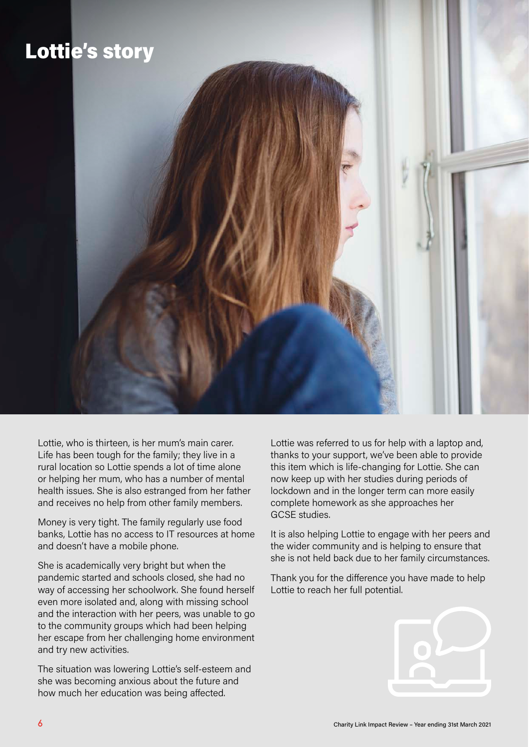# Lottie's story

Lottie, who is thirteen, is her mum's main carer. Life has been tough for the family; they live in a rural location so Lottie spends a lot of time alone or helping her mum, who has a number of mental health issues. She is also estranged from her father and receives no help from other family members.

Money is very tight. The family regularly use food banks, Lottie has no access to IT resources at home and doesn't have a mobile phone.

She is academically very bright but when the pandemic started and schools closed, she had no way of accessing her schoolwork. She found herself even more isolated and, along with missing school and the interaction with her peers, was unable to go to the community groups which had been helping her escape from her challenging home environment and try new activities.

The situation was lowering Lottie's self-esteem and she was becoming anxious about the future and how much her education was being affected.

Lottie was referred to us for help with a laptop and, thanks to your support, we've been able to provide this item which is life-changing for Lottie. She can now keep up with her studies during periods of lockdown and in the longer term can more easily complete homework as she approaches her GCSE studies.

It is also helping Lottie to engage with her peers and the wider community and is helping to ensure that she is not held back due to her family circumstances.

Thank you for the difference you have made to help Lottie to reach her full potential.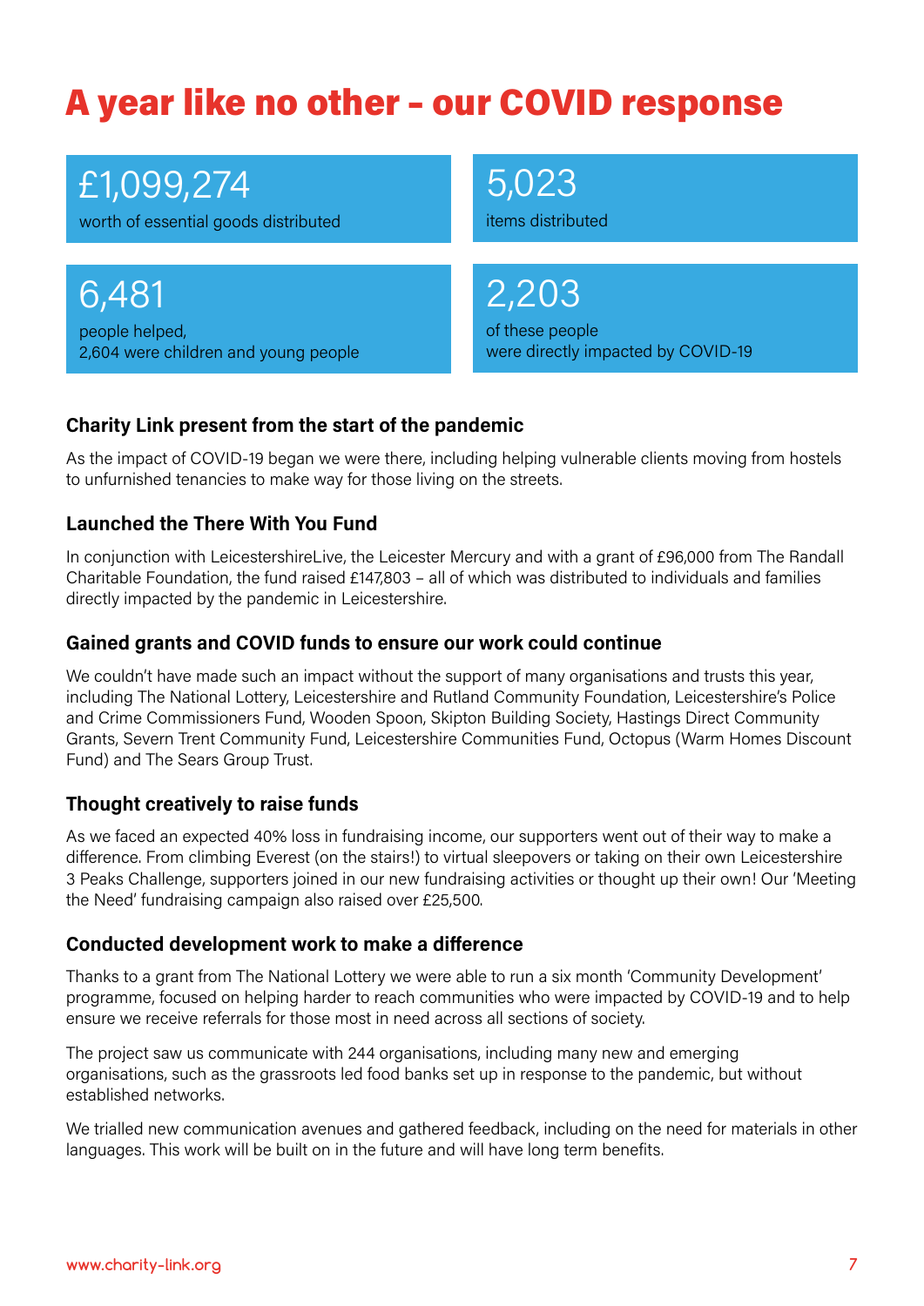# A year like no other – our COVID response

**£1,099,274**
worth of essential goods distributed

**5,023**
items distributed

**6,481**
people helped,
2,604 were children and young people

**2,203**
of these people
were directly impacted by COVID-19

### Charity Link present from the start of the pandemic

As the impact of COVID-19 began we were there, including helping vulnerable clients moving from hostels to unfurnished tenancies to make way for those living on the streets.

### Launched the There With You Fund

In conjunction with LeicestershireLive, the Leicester Mercury and with a grant of £96,000 from The Randall Charitable Foundation, the fund raised £147,803 – all of which was distributed to individuals and families directly impacted by the pandemic in Leicestershire.

### Gained grants and COVID funds to ensure our work could continue

We couldn't have made such an impact without the support of many organisations and trusts this year, including The National Lottery, Leicestershire and Rutland Community Foundation, Leicestershire's Police and Crime Commissioners Fund, Wooden Spoon, Skipton Building Society, Hastings Direct Community Grants, Severn Trent Community Fund, Leicestershire Communities Fund, Octopus (Warm Homes Discount Fund) and The Sears Group Trust.

### Thought creatively to raise funds

As we faced an expected 40% loss in fundraising income, our supporters went out of their way to make a difference. From climbing Everest (on the stairs!) to virtual sleepovers or taking on their own Leicestershire 3 Peaks Challenge, supporters joined in our new fundraising activities or thought up their own! Our 'Meeting the Need' fundraising campaign also raised over £25,500.

### Conducted development work to make a difference

Thanks to a grant from The National Lottery we were able to run a six month 'Community Development' programme, focused on helping harder to reach communities who were impacted by COVID-19 and to help ensure we receive referrals for those most in need across all sections of society.

The project saw us communicate with 244 organisations, including many new and emerging organisations, such as the grassroots led food banks set up in response to the pandemic, but without established networks.

We trialled new communication avenues and gathered feedback, including on the need for materials in other languages. This work will be built on in the future and will have long term benefits.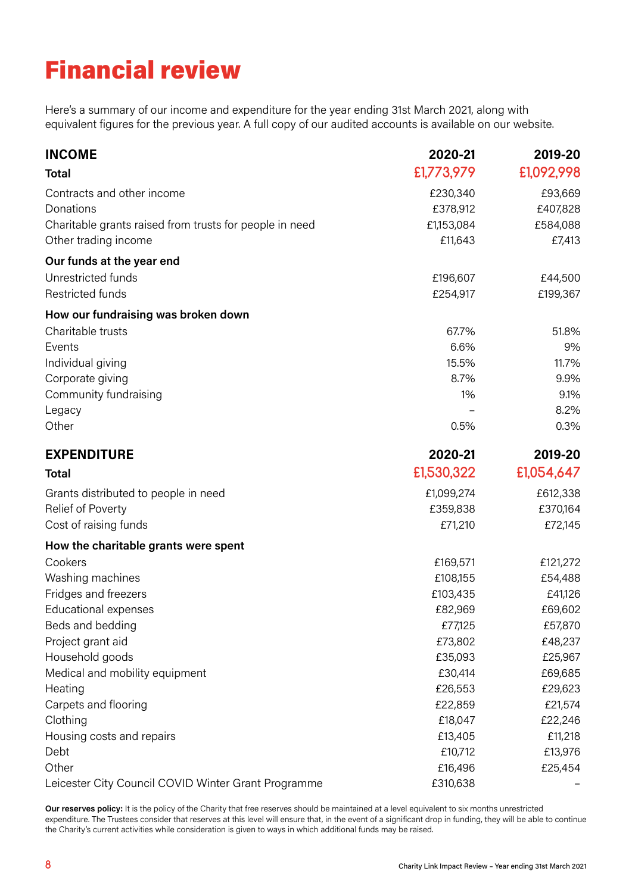# Financial review

Here's a summary of our income and expenditure for the year ending 31st March 2021, along with equivalent figures for the previous year. A full copy of our audited accounts is available on our website.

| **INCOME** | **2020-21** | **2019-20** |
|---|---|---|
| **Total** | £1,773,979 | £1,092,998 |
| Contracts and other income | £230,340 | £93,669 |
| Donations | £378,912 | £407,828 |
| Charitable grants raised from trusts for people in need | £1,153,084 | £584,088 |
| Other trading income | £11,643 | £7,413 |
| **Our funds at the year end** | | |
| Unrestricted funds | £196,607 | £44,500 |
| Restricted funds | £254,917 | £199,367 |
| **How our fundraising was broken down** | | |
| Charitable trusts | 67.7% | 51.8% |
| Events | 6.6% | 9% |
| Individual giving | 15.5% | 11.7% |
| Corporate giving | 8.7% | 9.9% |
| Community fundraising | 1% | 9.1% |
| Legacy | – | 8.2% |
| Other | 0.5% | 0.3% |

| **EXPENDITURE** | **2020-21** | **2019-20** |
|---|---|---|
| **Total** | £1,530,322 | £1,054,647 |
| Grants distributed to people in need | £1,099,274 | £612,338 |
| Relief of Poverty | £359,838 | £370,164 |
| Cost of raising funds | £71,210 | £72,145 |
| **How the charitable grants were spent** | | |
| Cookers | £169,571 | £121,272 |
| Washing machines | £108,155 | £54,488 |
| Fridges and freezers | £103,435 | £41,126 |
| Educational expenses | £82,969 | £69,602 |
| Beds and bedding | £77,125 | £57,870 |
| Project grant aid | £73,802 | £48,237 |
| Household goods | £35,093 | £25,967 |
| Medical and mobility equipment | £30,414 | £69,685 |
| Heating | £26,553 | £29,623 |
| Carpets and flooring | £22,859 | £21,574 |
| Clothing | £18,047 | £22,246 |
| Housing costs and repairs | £13,405 | £11,218 |
| Debt | £10,712 | £13,976 |
| Other | £16,496 | £25,454 |
| Leicester City Council COVID Winter Grant Programme | £310,638 | – |

**Our reserves policy:** It is the policy of the Charity that free reserves should be maintained at a level equivalent to six months unrestricted expenditure. The Trustees consider that reserves at this level will ensure that, in the event of a significant drop in funding, they will be able to continue the Charity's current activities while consideration is given to ways in which additional funds may be raised.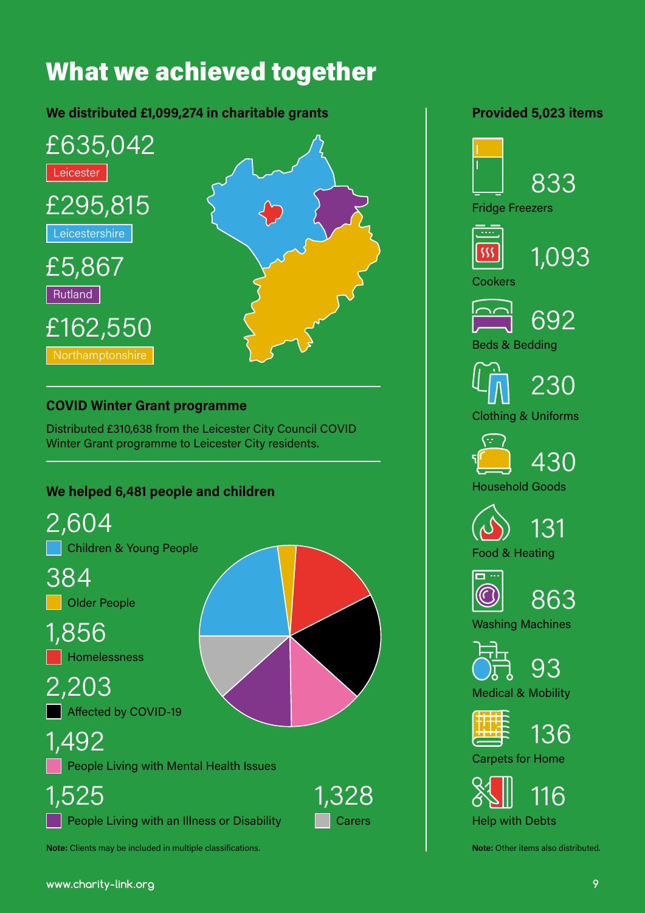# What we achieved together

## We distributed £1,099,274 in charitable grants

£635,042
Leicester

£295,815
Leicestershire

£5,867
Rutland

£162,550
Northamptonshire

## COVID Winter Grant programme

Distributed £310,638 from the Leicester City Council COVID Winter Grant programme to Leicester City residents.

## We helped 6,481 people and children

2,604
Children & Young People

384
Older People

1,856
Homelessness

2,203
Affected by COVID-19

1,492
People Living with Mental Health Issues

1,525
People Living with an Illness or Disability

1,328
Carers

**Note:** Clients may be included in multiple classifications.

## Provided 5,023 items

833
Fridge Freezers

1,093
Cookers

692
Beds & Bedding

230
Clothing & Uniforms

430
Household Goods

131
Food & Heating

863
Washing Machines

93
Medical & Mobility

136
Carpets for Home

116
Help with Debts

**Note:** Other items also distributed.

www.charity-link.org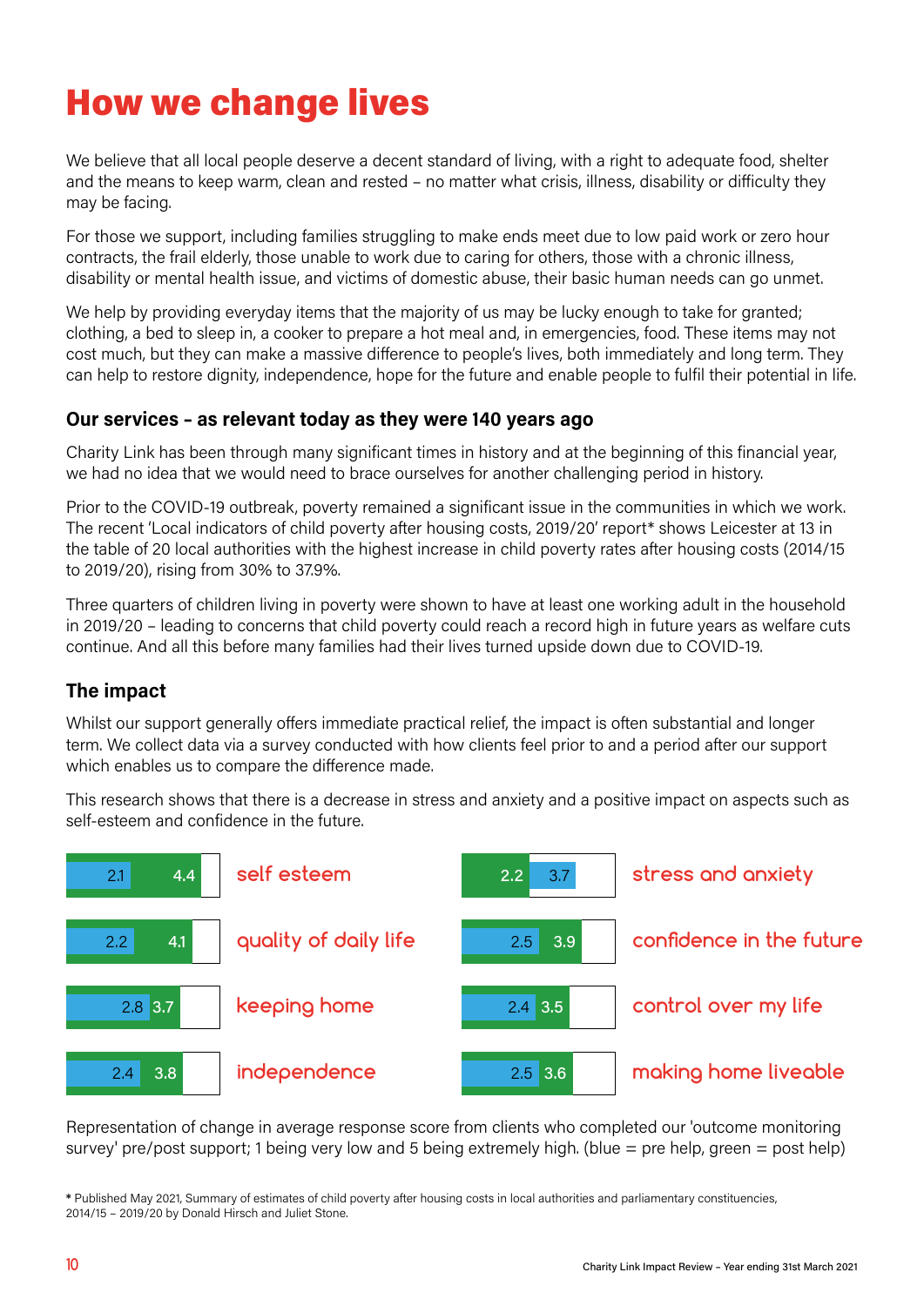# How we change lives

We believe that all local people deserve a decent standard of living, with a right to adequate food, shelter and the means to keep warm, clean and rested – no matter what crisis, illness, disability or difficulty they may be facing.

For those we support, including families struggling to make ends meet due to low paid work or zero hour contracts, the frail elderly, those unable to work due to caring for others, those with a chronic illness, disability or mental health issue, and victims of domestic abuse, their basic human needs can go unmet.

We help by providing everyday items that the majority of us may be lucky enough to take for granted; clothing, a bed to sleep in, a cooker to prepare a hot meal and, in emergencies, food. These items may not cost much, but they can make a massive difference to people's lives, both immediately and long term. They can help to restore dignity, independence, hope for the future and enable people to fulfil their potential in life.

### Our services – as relevant today as they were 140 years ago

Charity Link has been through many significant times in history and at the beginning of this financial year, we had no idea that we would need to brace ourselves for another challenging period in history.

Prior to the COVID-19 outbreak, poverty remained a significant issue in the communities in which we work. The recent 'Local indicators of child poverty after housing costs, 2019/20' report* shows Leicester at 13 in the table of 20 local authorities with the highest increase in child poverty rates after housing costs (2014/15 to 2019/20), rising from 30% to 37.9%.

Three quarters of children living in poverty were shown to have at least one working adult in the household in 2019/20 – leading to concerns that child poverty could reach a record high in future years as welfare cuts continue. And all this before many families had their lives turned upside down due to COVID-19.

### The impact

Whilst our support generally offers immediate practical relief, the impact is often substantial and longer term. We collect data via a survey conducted with how clients feel prior to and a period after our support which enables us to compare the difference made.

This research shows that there is a decrease in stress and anxiety and a positive impact on aspects such as self-esteem and confidence in the future.

| Measure | Pre help (blue) | Post help (green) |
|---|---|---|
| self esteem | 2.1 | 4.4 |
| quality of daily life | 2.2 | 4.1 |
| keeping home | 2.8 | 3.7 |
| independence | 2.4 | 3.8 |
| stress and anxiety | 3.7 | 2.2 |
| confidence in the future | 2.5 | 3.9 |
| control over my life | 2.4 | 3.5 |
| making home liveable | 2.5 | 3.6 |

Representation of change in average response score from clients who completed our 'outcome monitoring survey' pre/post support; 1 being very low and 5 being extremely high. (blue = pre help, green = post help)

* Published May 2021, Summary of estimates of child poverty after housing costs in local authorities and parliamentary constituencies, 2014/15 – 2019/20 by Donald Hirsch and Juliet Stone.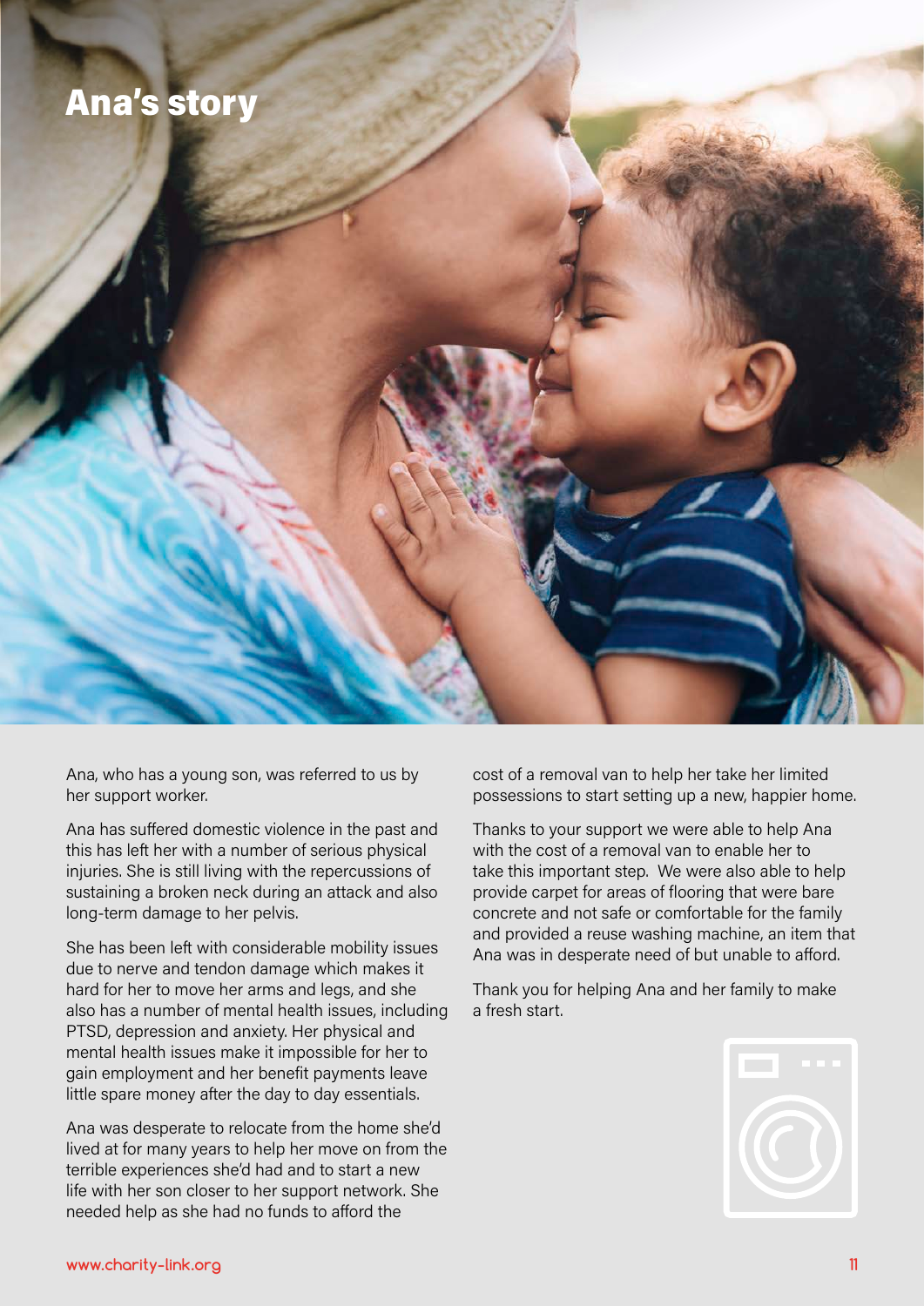# Ana's story

Ana, who has a young son, was referred to us by her support worker.

Ana has suffered domestic violence in the past and this has left her with a number of serious physical injuries. She is still living with the repercussions of sustaining a broken neck during an attack and also long-term damage to her pelvis.

She has been left with considerable mobility issues due to nerve and tendon damage which makes it hard for her to move her arms and legs, and she also has a number of mental health issues, including PTSD, depression and anxiety. Her physical and mental health issues make it impossible for her to gain employment and her benefit payments leave little spare money after the day to day essentials.

Ana was desperate to relocate from the home she'd lived at for many years to help her move on from the terrible experiences she'd had and to start a new life with her son closer to her support network. She needed help as she had no funds to afford the cost of a removal van to help her take her limited possessions to start setting up a new, happier home.

Thanks to your support we were able to help Ana with the cost of a removal van to enable her to take this important step. We were also able to help provide carpet for areas of flooring that were bare concrete and not safe or comfortable for the family and provided a reuse washing machine, an item that Ana was in desperate need of but unable to afford.

Thank you for helping Ana and her family to make a fresh start.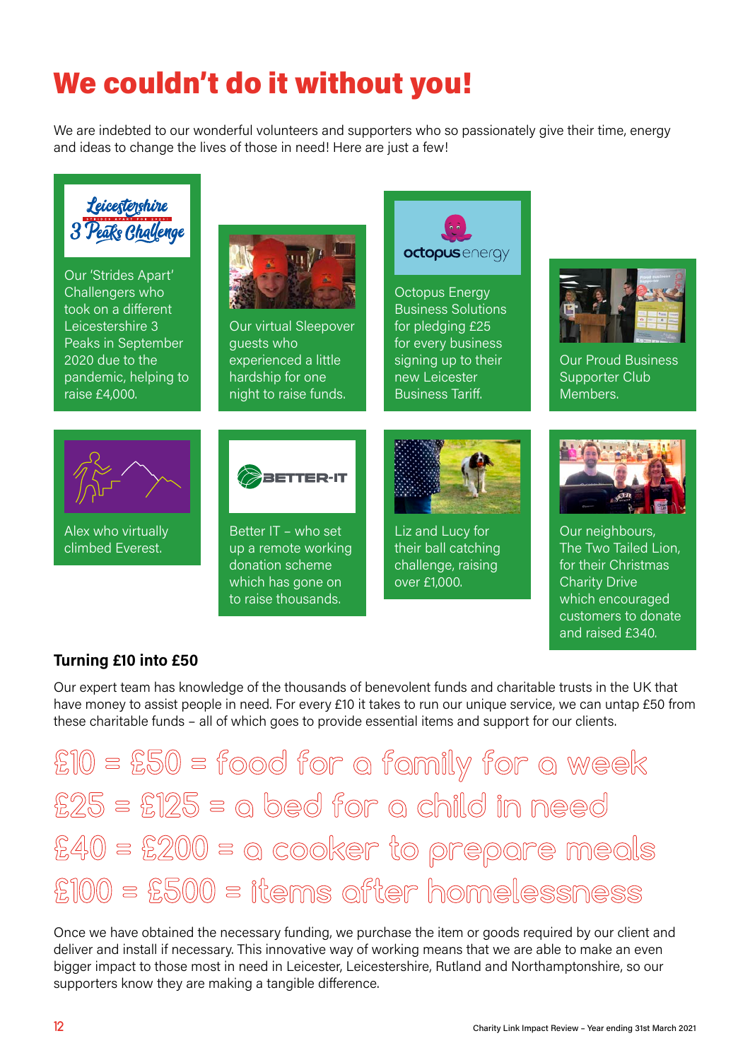# We couldn't do it without you!

We are indebted to our wonderful volunteers and supporters who so passionately give their time, energy and ideas to change the lives of those in need! Here are just a few!

Our 'Strides Apart' Challengers who took on a different Leicestershire 3 Peaks in September 2020 due to the pandemic, helping to raise £4,000.

Our virtual Sleepover guests who experienced a little hardship for one night to raise funds.

Octopus Energy Business Solutions for pledging £25 for every business signing up to their new Leicester Business Tariff.

Our Proud Business Supporter Club Members.

Alex who virtually climbed Everest.

Better IT – who set up a remote working donation scheme which has gone on to raise thousands.

Liz and Lucy for their ball catching challenge, raising over £1,000.

Our neighbours, The Two Tailed Lion, for their Christmas Charity Drive which encouraged customers to donate and raised £340.

### Turning £10 into £50

Our expert team has knowledge of the thousands of benevolent funds and charitable trusts in the UK that have money to assist people in need. For every £10 it takes to run our unique service, we can untap £50 from these charitable funds – all of which goes to provide essential items and support for our clients.

£10 = £50 = food for a family for a week

£25 = £125 = a bed for a child in need

£40 = £200 = a cooker to prepare meals

£100 = £500 = items after homelessness

Once we have obtained the necessary funding, we purchase the item or goods required by our client and deliver and install if necessary. This innovative way of working means that we are able to make an even bigger impact to those most in need in Leicester, Leicestershire, Rutland and Northamptonshire, so our supporters know they are making a tangible difference.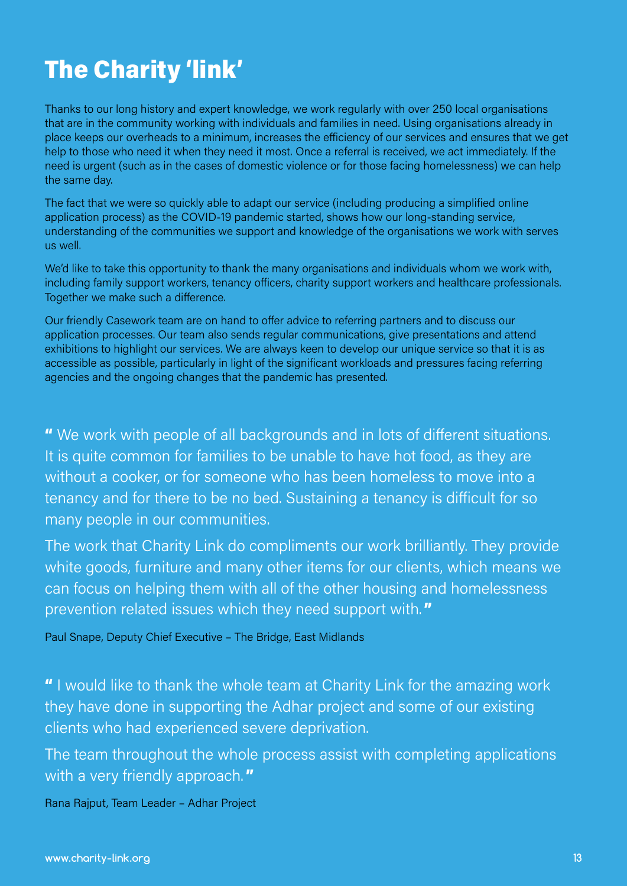# The Charity 'link'

Thanks to our long history and expert knowledge, we work regularly with over 250 local organisations that are in the community working with individuals and families in need. Using organisations already in place keeps our overheads to a minimum, increases the efficiency of our services and ensures that we get help to those who need it when they need it most. Once a referral is received, we act immediately. If the need is urgent (such as in the cases of domestic violence or for those facing homelessness) we can help the same day.

The fact that we were so quickly able to adapt our service (including producing a simplified online application process) as the COVID-19 pandemic started, shows how our long-standing service, understanding of the communities we support and knowledge of the organisations we work with serves us well.

We'd like to take this opportunity to thank the many organisations and individuals whom we work with, including family support workers, tenancy officers, charity support workers and healthcare professionals. Together we make such a difference.

Our friendly Casework team are on hand to offer advice to referring partners and to discuss our application processes. Our team also sends regular communications, give presentations and attend exhibitions to highlight our services. We are always keen to develop our unique service so that it is as accessible as possible, particularly in light of the significant workloads and pressures facing referring agencies and the ongoing changes that the pandemic has presented.

" We work with people of all backgrounds and in lots of different situations. It is quite common for families to be unable to have hot food, as they are without a cooker, or for someone who has been homeless to move into a tenancy and for there to be no bed. Sustaining a tenancy is difficult for so many people in our communities.

The work that Charity Link do compliments our work brilliantly. They provide white goods, furniture and many other items for our clients, which means we can focus on helping them with all of the other housing and homelessness prevention related issues which they need support with. "

Paul Snape, Deputy Chief Executive – The Bridge, East Midlands

" I would like to thank the whole team at Charity Link for the amazing work they have done in supporting the Adhar project and some of our existing clients who had experienced severe deprivation.

The team throughout the whole process assist with completing applications with a very friendly approach. "

Rana Rajput, Team Leader – Adhar Project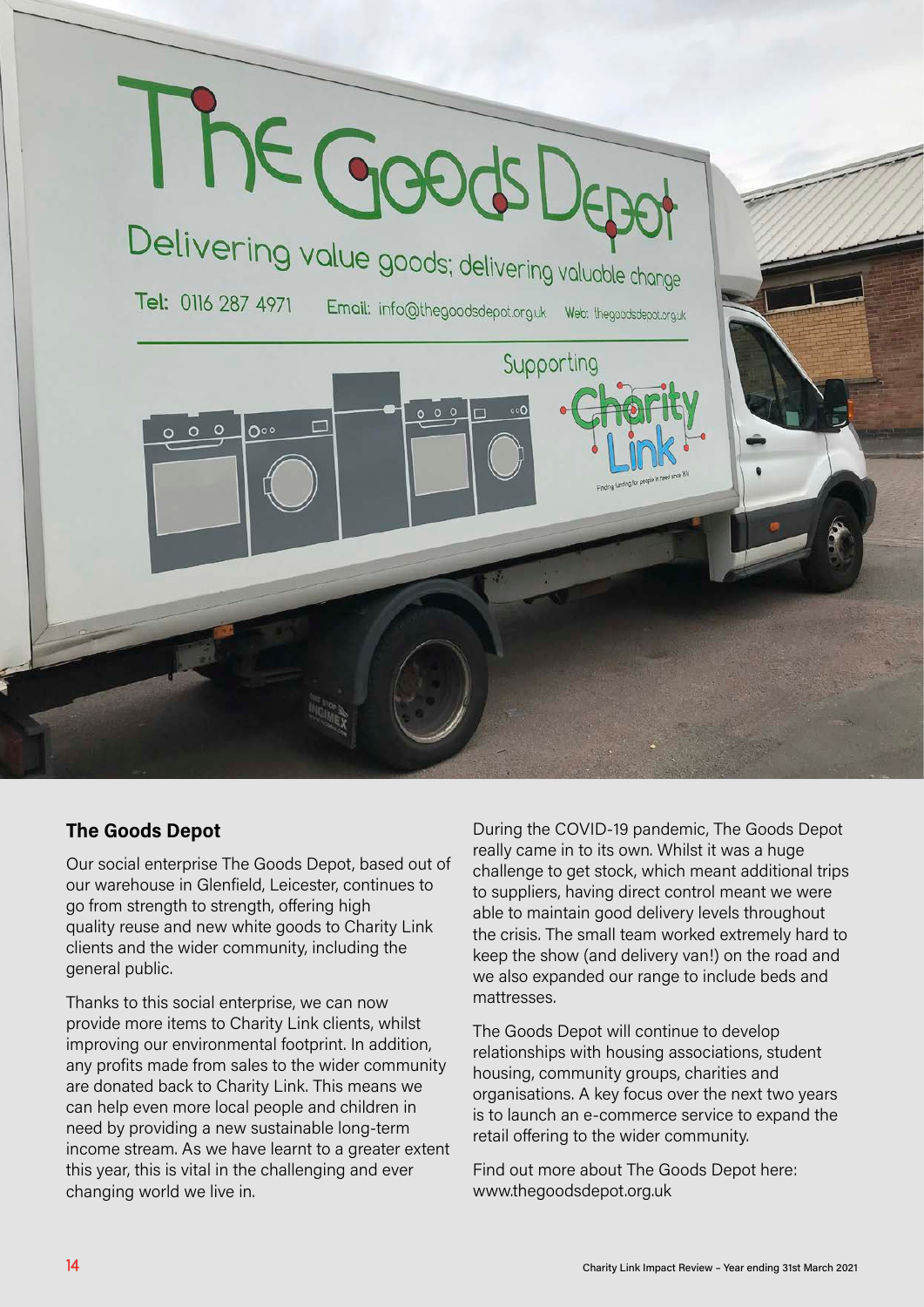## The Goods Depot

Our social enterprise The Goods Depot, based out of our warehouse in Glenfield, Leicester, continues to go from strength to strength, offering high quality reuse and new white goods to Charity Link clients and the wider community, including the general public.

Thanks to this social enterprise, we can now provide more items to Charity Link clients, whilst improving our environmental footprint. In addition, any profits made from sales to the wider community are donated back to Charity Link. This means we can help even more local people and children in need by providing a new sustainable long-term income stream. As we have learnt to a greater extent this year, this is vital in the challenging and ever changing world we live in.

During the COVID-19 pandemic, The Goods Depot really came in to its own. Whilst it was a huge challenge to get stock, which meant additional trips to suppliers, having direct control meant we were able to maintain good delivery levels throughout the crisis. The small team worked extremely hard to keep the show (and delivery van!) on the road and we also expanded our range to include beds and mattresses.

The Goods Depot will continue to develop relationships with housing associations, student housing, community groups, charities and organisations. A key focus over the next two years is to launch an e-commerce service to expand the retail offering to the wider community.

Find out more about The Goods Depot here: www.thegoodsdepot.org.uk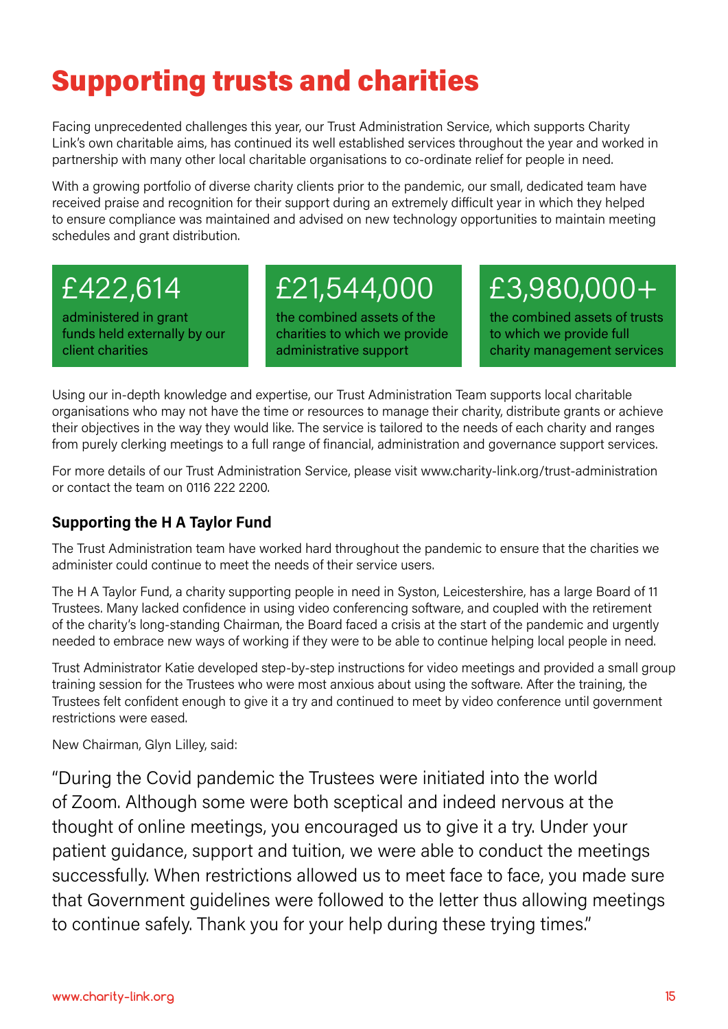# Supporting trusts and charities

Facing unprecedented challenges this year, our Trust Administration Service, which supports Charity Link's own charitable aims, has continued its well established services throughout the year and worked in partnership with many other local charitable organisations to co-ordinate relief for people in need.

With a growing portfolio of diverse charity clients prior to the pandemic, our small, dedicated team have received praise and recognition for their support during an extremely difficult year in which they helped to ensure compliance was maintained and advised on new technology opportunities to maintain meeting schedules and grant distribution.

**£422,614**
administered in grant funds held externally by our client charities

**£21,544,000**
the combined assets of the charities to which we provide administrative support

**£3,980,000+**
the combined assets of trusts to which we provide full charity management services

Using our in-depth knowledge and expertise, our Trust Administration Team supports local charitable organisations who may not have the time or resources to manage their charity, distribute grants or achieve their objectives in the way they would like. The service is tailored to the needs of each charity and ranges from purely clerking meetings to a full range of financial, administration and governance support services.

For more details of our Trust Administration Service, please visit www.charity-link.org/trust-administration or contact the team on 0116 222 2200.

### Supporting the H A Taylor Fund

The Trust Administration team have worked hard throughout the pandemic to ensure that the charities we administer could continue to meet the needs of their service users.

The H A Taylor Fund, a charity supporting people in need in Syston, Leicestershire, has a large Board of 11 Trustees. Many lacked confidence in using video conferencing software, and coupled with the retirement of the charity's long-standing Chairman, the Board faced a crisis at the start of the pandemic and urgently needed to embrace new ways of working if they were to be able to continue helping local people in need.

Trust Administrator Katie developed step-by-step instructions for video meetings and provided a small group training session for the Trustees who were most anxious about using the software. After the training, the Trustees felt confident enough to give it a try and continued to meet by video conference until government restrictions were eased.

New Chairman, Glyn Lilley, said:

"During the Covid pandemic the Trustees were initiated into the world of Zoom. Although some were both sceptical and indeed nervous at the thought of online meetings, you encouraged us to give it a try. Under your patient guidance, support and tuition, we were able to conduct the meetings successfully. When restrictions allowed us to meet face to face, you made sure that Government guidelines were followed to the letter thus allowing meetings to continue safely. Thank you for your help during these trying times."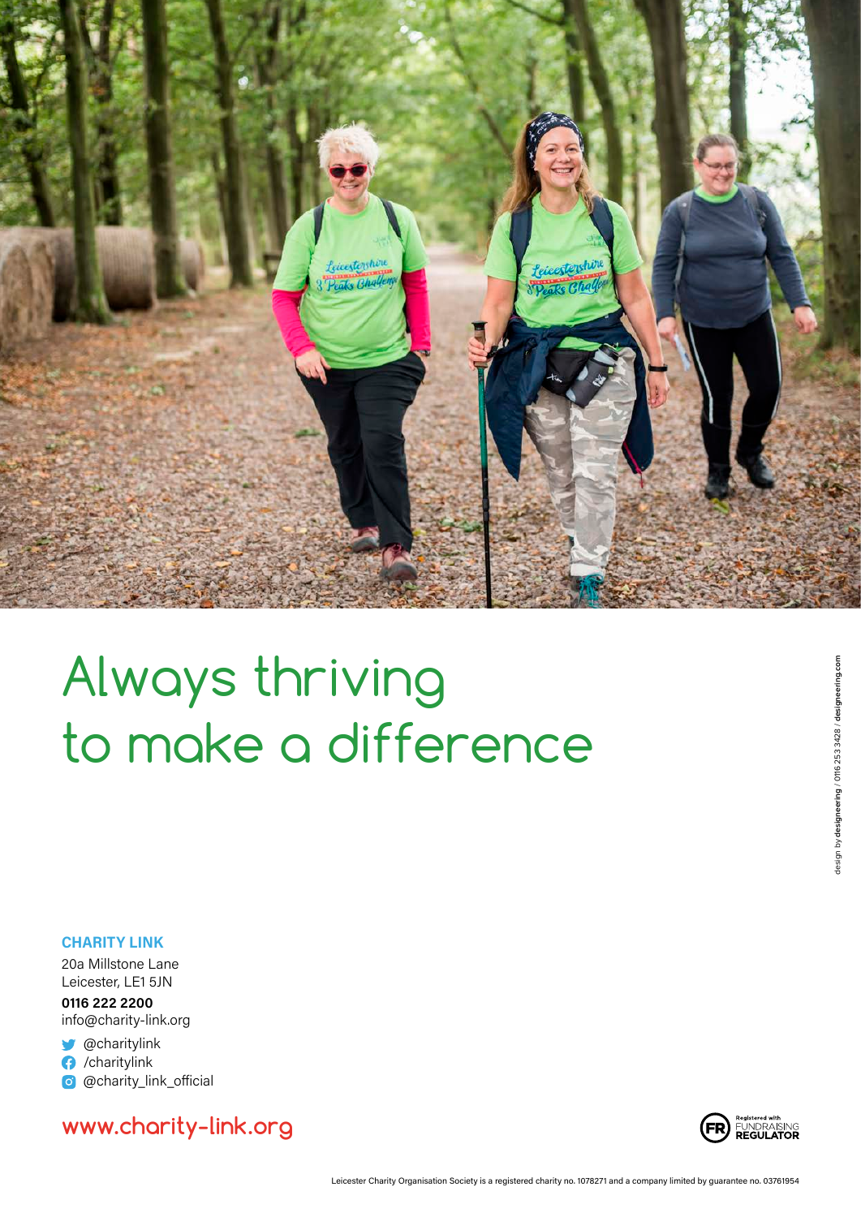# Always thriving to make a difference

**CHARITY LINK**

20a Millstone Lane
Leicester, LE1 5JN

**0116 222 2200**
info@charity-link.org

@charitylink
/charitylink
@charity_link_official

**www.charity-link.org**

design by designeering / 0116 253 3428 / designeering.com

Registered with FUNDRAISING REGULATOR

Leicester Charity Organisation Society is a registered charity no. 1078271 and a company limited by guarantee no. 03761954